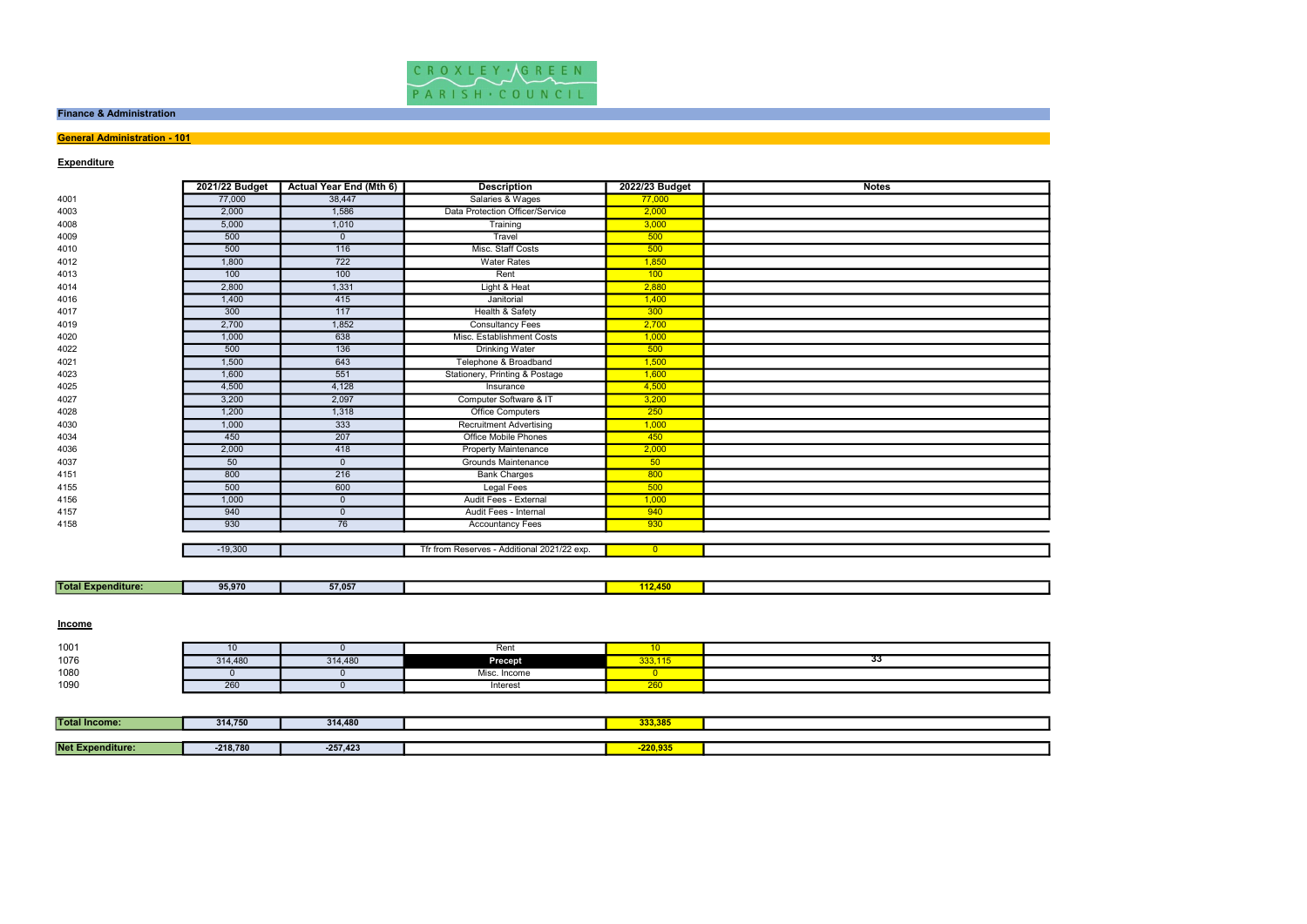CROXLEY GREEN PARISH COUNCIL

## Finance & Administration

### General Administration - 101

**Expenditure**

| | 2021/22 Budget | Actual Year End (Mth 6) | Description | 2022/23 Budget | Notes |
|---|---|---|---|---|---|
| 4001 | 77,000 | 38,447 | Salaries & Wages | 77,000 | |
| 4003 | 2,000 | 1,586 | Data Protection Officer/Service | 2,000 | |
| 4008 | 5,000 | 1,010 | Training | 3,000 | |
| 4009 | 500 | 0 | Travel | 500 | |
| 4010 | 500 | 116 | Misc. Staff Costs | 500 | |
| 4012 | 1,800 | 722 | Water Rates | 1,850 | |
| 4013 | 100 | 100 | Rent | 100 | |
| 4014 | 2,800 | 1,331 | Light & Heat | 2,880 | |
| 4016 | 1,400 | 415 | Janitorial | 1,400 | |
| 4017 | 300 | 117 | Health & Safety | 300 | |
| 4019 | 2,700 | 1,852 | Consultancy Fees | 2,700 | |
| 4020 | 1,000 | 638 | Misc. Establishment Costs | 1,000 | |
| 4022 | 500 | 136 | Drinking Water | 500 | |
| 4021 | 1,500 | 643 | Telephone & Broadband | 1,500 | |
| 4023 | 1,600 | 551 | Stationery, Printing & Postage | 1,600 | |
| 4025 | 4,500 | 4,128 | Insurance | 4,500 | |
| 4027 | 3,200 | 2,097 | Computer Software & IT | 3,200 | |
| 4028 | 1,200 | 1,318 | Office Computers | 250 | |
| 4030 | 1,000 | 333 | Recruitment Advertising | 1,000 | |
| 4034 | 450 | 207 | Office Mobile Phones | 450 | |
| 4036 | 2,000 | 418 | Property Maintenance | 2,000 | |
| 4037 | 50 | 0 | Grounds Maintenance | 50 | |
| 4151 | 800 | 216 | Bank Charges | 800 | |
| 4155 | 500 | 600 | Legal Fees | 500 | |
| 4156 | 1,000 | 0 | Audit Fees - External | 1,000 | |
| 4157 | 940 | 0 | Audit Fees - Internal | 940 | |
| 4158 | 930 | 76 | Accountancy Fees | 930 | |
| | -19,300 | | Tfr from Reserves - Additional 2021/22 exp. | 0 | |
| **Total Expenditure:** | **95,970** | **57,057** | | **112,450** | |

**Income**

| | 2021/22 Budget | Actual Year End (Mth 6) | Description | 2022/23 Budget | Notes |
|---|---|---|---|---|---|
| 1001 | 10 | 0 | Rent | 10 | |
| 1076 | 314,480 | 314,480 | **Precept** | 333,115 | 33 |
| 1080 | 0 | 0 | Misc. Income | 0 | |
| 1090 | 260 | 0 | Interest | 260 | |
| **Total Income:** | **314,750** | **314,480** | | **333,385** | |
| **Net Expenditure:** | **-218,780** | **-257,423** | | **-220,935** | |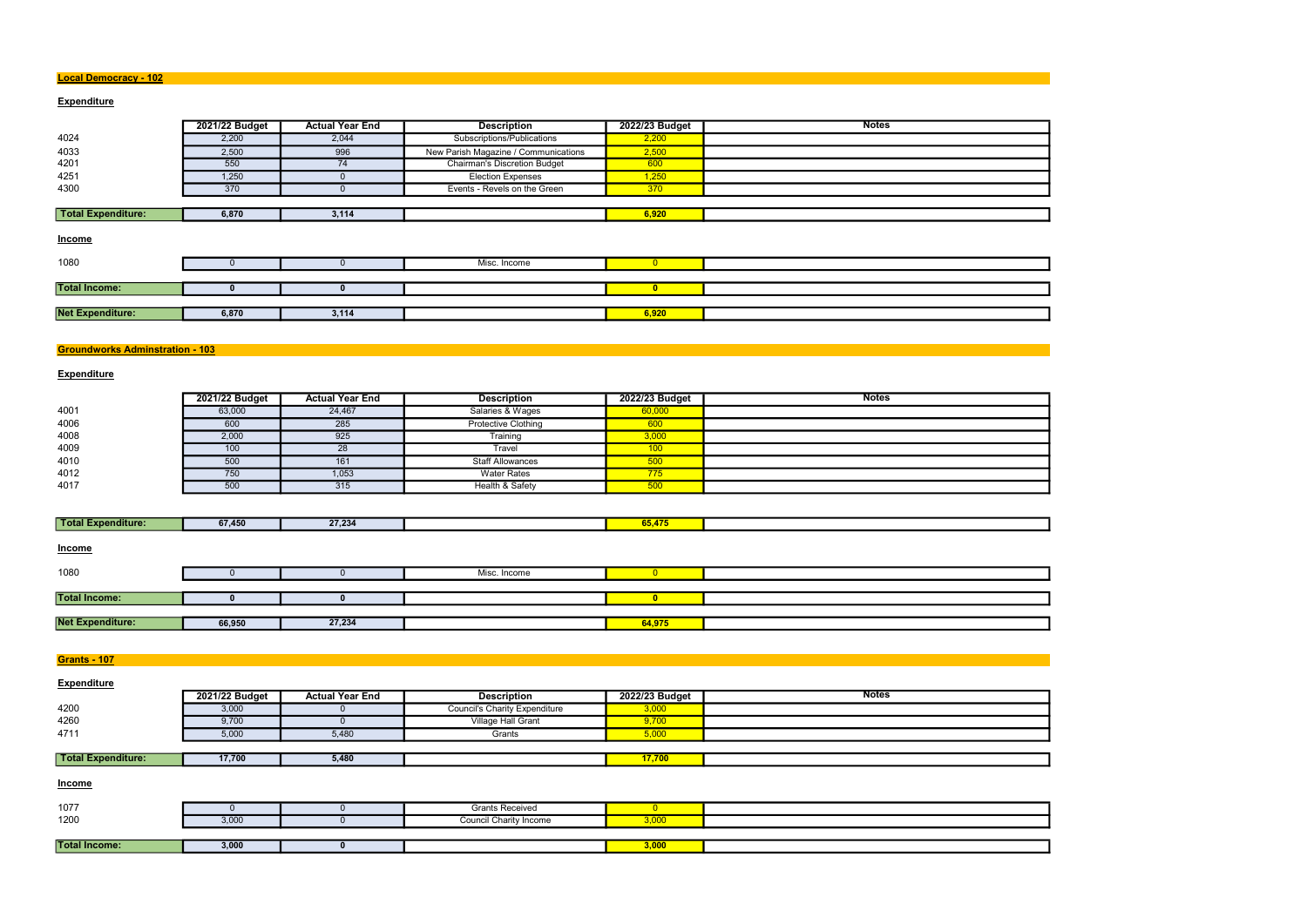## Local Democracy - 102

### Expenditure

| | 2021/22 Budget | Actual Year End | Description | 2022/23 Budget | Notes |
|---|---|---|---|---|---|
| 4024 | 2,200 | 2,044 | Subscriptions/Publications | 2,200 | |
| 4033 | 2,500 | 996 | New Parish Magazine / Communications | 2,500 | |
| 4201 | 550 | 74 | Chairman's Discretion Budget | 600 | |
| 4251 | 1,250 | 0 | Election Expenses | 1,250 | |
| 4300 | 370 | 0 | Events - Revels on the Green | 370 | |
| **Total Expenditure:** | **6,870** | **3,114** | | **6,920** | |

### Income

| | 2021/22 Budget | Actual Year End | Description | 2022/23 Budget | Notes |
|---|---|---|---|---|---|
| 1080 | 0 | 0 | Misc. Income | 0 | |
| **Total Income:** | **0** | **0** | | **0** | |
| **Net Expenditure:** | **6,870** | **3,114** | | **6,920** | |

## Groundworks Adminstration - 103

### Expenditure

| | 2021/22 Budget | Actual Year End | Description | 2022/23 Budget | Notes |
|---|---|---|---|---|---|
| 4001 | 63,000 | 24,467 | Salaries & Wages | 60,000 | |
| 4006 | 600 | 285 | Protective Clothing | 600 | |
| 4008 | 2,000 | 925 | Training | 3,000 | |
| 4009 | 100 | 28 | Travel | 100 | |
| 4010 | 500 | 161 | Staff Allowances | 500 | |
| 4012 | 750 | 1,053 | Water Rates | 775 | |
| 4017 | 500 | 315 | Health & Safety | 500 | |
| **Total Expenditure:** | **67,450** | **27,234** | | **65,475** | |

### Income

| | 2021/22 Budget | Actual Year End | Description | 2022/23 Budget | Notes |
|---|---|---|---|---|---|
| 1080 | 0 | 0 | Misc. Income | 0 | |
| **Total Income:** | **0** | **0** | | **0** | |
| **Net Expenditure:** | **66,950** | **27,234** | | **64,975** | |

## Grants - 107

### Expenditure

| | 2021/22 Budget | Actual Year End | Description | 2022/23 Budget | Notes |
|---|---|---|---|---|---|
| 4200 | 3,000 | 0 | Council's Charity Expenditure | 3,000 | |
| 4260 | 9,700 | 0 | Village Hall Grant | 9,700 | |
| 4711 | 5,000 | 5,480 | Grants | 5,000 | |
| **Total Expenditure:** | **17,700** | **5,480** | | **17,700** | |

### Income

| | 2021/22 Budget | Actual Year End | Description | 2022/23 Budget | Notes |
|---|---|---|---|---|---|
| 1077 | 0 | 0 | Grants Received | 0 | |
| 1200 | 3,000 | 0 | Council Charity Income | 3,000 | |
| **Total Income:** | **3,000** | **0** | | **3,000** | |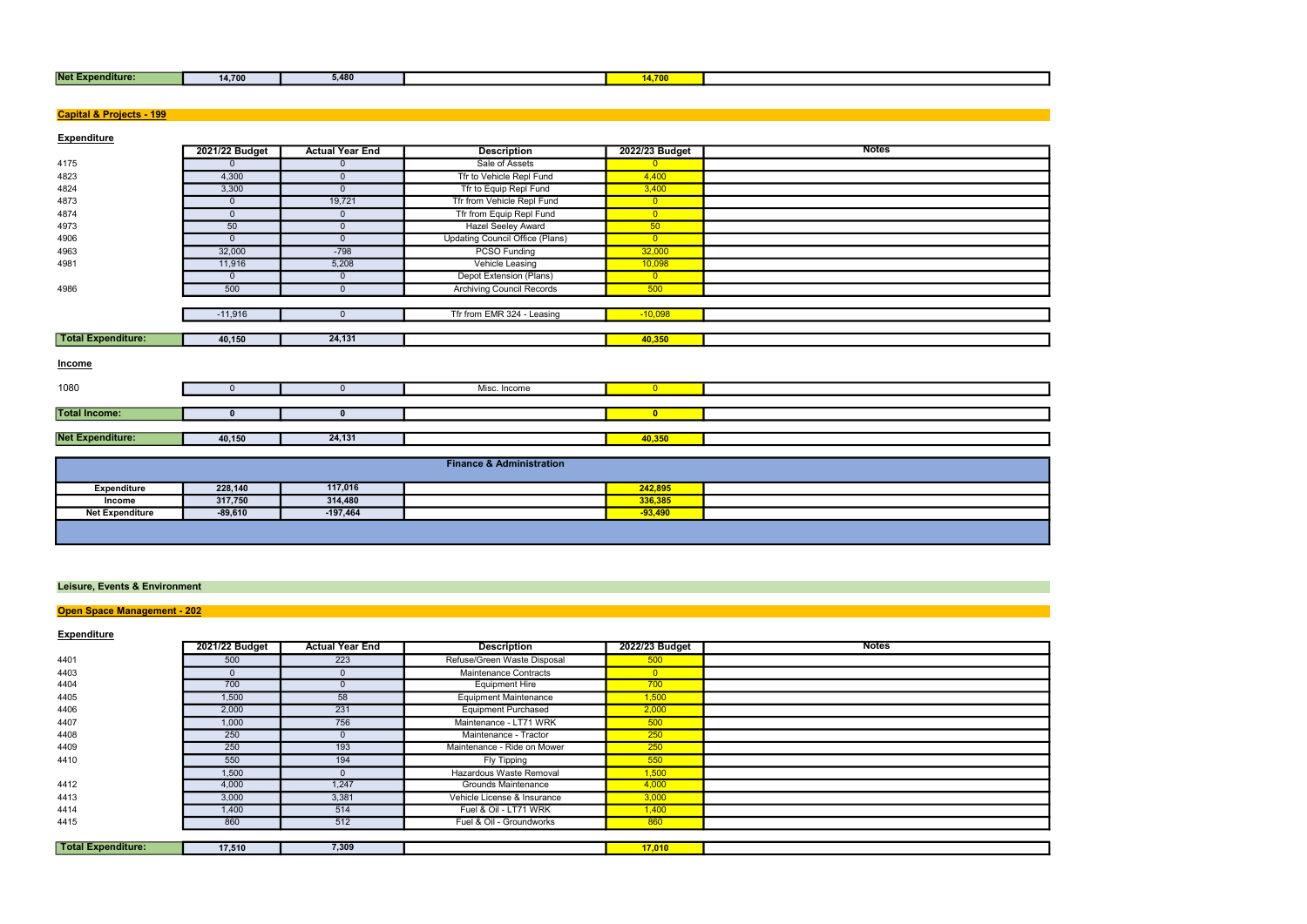| Net Expenditure: | 14,700 | 5,480 | | 14,700 | |
|---|---|---|---|---|---|

## Capital & Projects - 199

**Expenditure**

| | 2021/22 Budget | Actual Year End | Description | 2022/23 Budget | Notes |
|---|---|---|---|---|---|
| 4175 | 0 | 0 | Sale of Assets | 0 | |
| 4823 | 4,300 | 0 | Tfr to Vehicle Repl Fund | 4,400 | |
| 4824 | 3,300 | 0 | Tfr to Equip Repl Fund | 3,400 | |
| 4873 | 0 | 19,721 | Tfr from Vehicle Repl Fund | 0 | |
| 4874 | 0 | 0 | Tfr from Equip Repl Fund | 0 | |
| 4973 | 50 | 0 | Hazel Seeley Award | 50 | |
| 4906 | 0 | 0 | Updating Council Office (Plans) | 0 | |
| 4963 | 32,000 | -798 | PCSO Funding | 32,000 | |
| 4981 | 11,916 | 5,208 | Vehicle Leasing | 10,098 | |
| | 0 | 0 | Depot Extension (Plans) | 0 | |
| 4986 | 500 | 0 | Archiving Council Records | 500 | |
| | -11,916 | 0 | Tfr from EMR 324 - Leasing | -10,098 | |
| **Total Expenditure:** | **40,150** | **24,131** | | **40,350** | |

**Income**

| | 2021/22 Budget | Actual Year End | Description | 2022/23 Budget | Notes |
|---|---|---|---|---|---|
| 1080 | 0 | 0 | Misc. Income | 0 | |
| **Total Income:** | **0** | **0** | | **0** | |
| **Net Expenditure:** | **40,150** | **24,131** | | **40,350** | |

### Finance & Administration

| | 2021/22 Budget | Actual Year End | | 2022/23 Budget | |
|---|---|---|---|---|---|
| **Expenditure** | **228,140** | **117,016** | | **242,895** | |
| **Income** | **317,750** | **314,480** | | **336,385** | |
| **Net Expenditure** | **-89,610** | **-197,464** | | **-93,490** | |

## Leisure, Events & Environment

## Open Space Management - 202

**Expenditure**

| | 2021/22 Budget | Actual Year End | Description | 2022/23 Budget | Notes |
|---|---|---|---|---|---|
| 4401 | 500 | 223 | Refuse/Green Waste Disposal | 500 | |
| 4403 | 0 | 0 | Maintenance Contracts | 0 | |
| 4404 | 700 | 0 | Equipment Hire | 700 | |
| 4405 | 1,500 | 58 | Equipment Maintenance | 1,500 | |
| 4406 | 2,000 | 231 | Equipment Purchased | 2,000 | |
| 4407 | 1,000 | 756 | Maintenance - LT71 WRK | 500 | |
| 4408 | 250 | 0 | Maintenance - Tractor | 250 | |
| 4409 | 250 | 193 | Maintenance - Ride on Mower | 250 | |
| 4410 | 550 | 194 | Fly Tipping | 550 | |
| | 1,500 | 0 | Hazardous Waste Removal | 1,500 | |
| 4412 | 4,000 | 1,247 | Grounds Maintenance | 4,000 | |
| 4413 | 3,000 | 3,381 | Vehicle License & Insurance | 3,000 | |
| 4414 | 1,400 | 514 | Fuel & Oil - LT71 WRK | 1,400 | |
| 4415 | 860 | 512 | Fuel & Oil - Groundworks | 860 | |
| **Total Expenditure:** | **17,510** | **7,309** | | **17,010** | |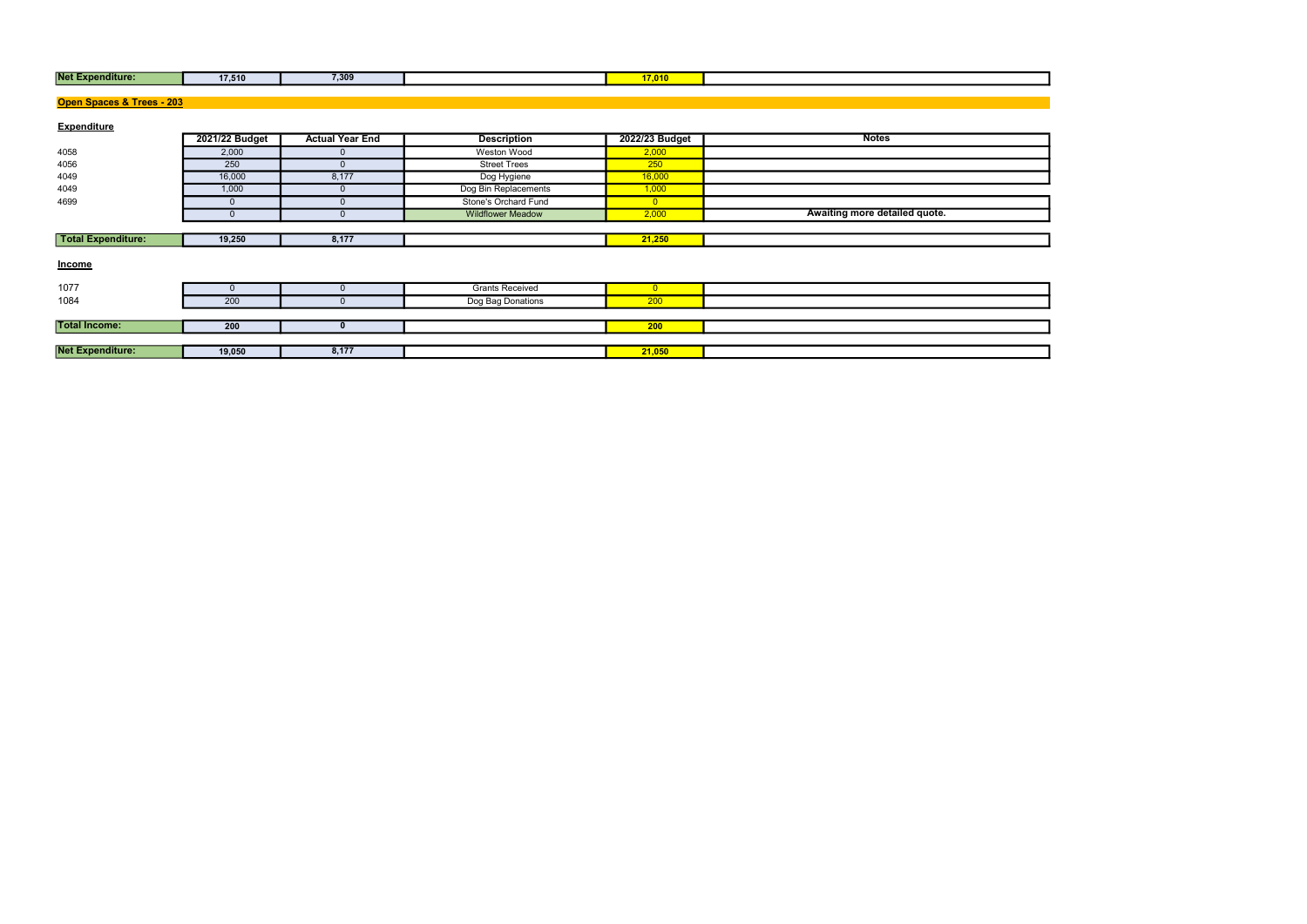| Net Expenditure: | 17,510 | 7,309 | | 17,010 | |
|---|---|---|---|---|---|

## Open Spaces & Trees - 203

**Expenditure**

| | 2021/22 Budget | Actual Year End | Description | 2022/23 Budget | Notes |
|---|---|---|---|---|---|
| 4058 | 2,000 | 0 | Weston Wood | 2,000 | |
| 4056 | 250 | 0 | Street Trees | 250 | |
| 4049 | 16,000 | 8,177 | Dog Hygiene | 16,000 | |
| 4049 | 1,000 | 0 | Dog Bin Replacements | 1,000 | |
| 4699 | 0 | 0 | Stone's Orchard Fund | 0 | |
| | 0 | 0 | Wildflower Meadow | 2,000 | Awaiting more detailed quote. |
| **Total Expenditure:** | **19,250** | **8,177** | | **21,250** | |

**Income**

| | | | | | |
|---|---|---|---|---|---|
| 1077 | 0 | 0 | Grants Received | 0 | |
| 1084 | 200 | 0 | Dog Bag Donations | 200 | |
| **Total Income:** | **200** | **0** | | **200** | |
| **Net Expenditure:** | **19,050** | **8,177** | | **21,050** | |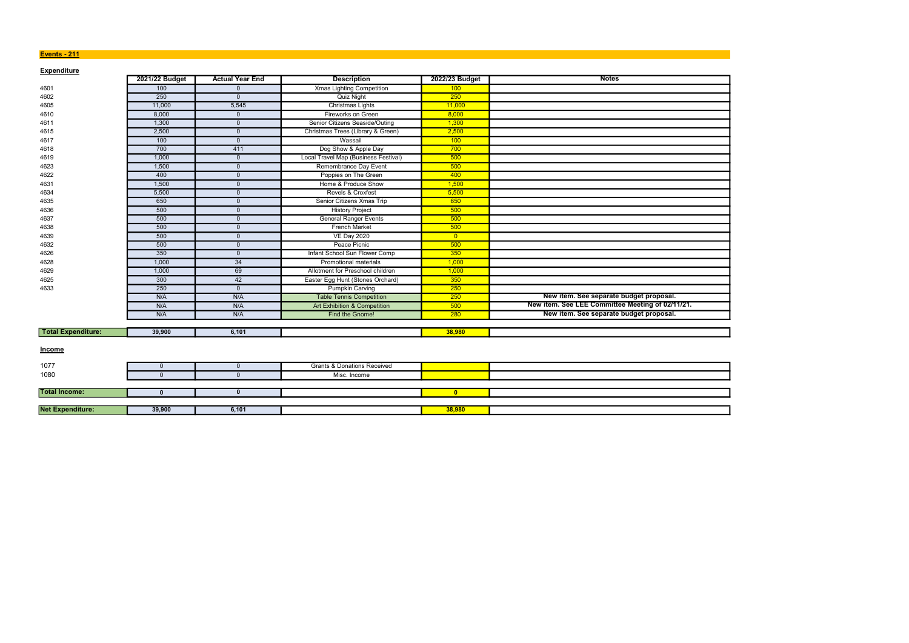**Events - 211**

**Expenditure**

| | 2021/22 Budget | Actual Year End | Description | 2022/23 Budget | Notes |
|---|---|---|---|---|---|
| 4601 | 100 | 0 | Xmas Lighting Competition | 100 | |
| 4602 | 250 | 0 | Quiz Night | 250 | |
| 4605 | 11,000 | 5,545 | Christmas Lights | 11,000 | |
| 4610 | 8,000 | 0 | Fireworks on Green | 8,000 | |
| 4611 | 1,300 | 0 | Senior Citizens Seaside/Outing | 1,300 | |
| 4615 | 2,500 | 0 | Christmas Trees (Library & Green) | 2,500 | |
| 4617 | 100 | 0 | Wassail | 100 | |
| 4618 | 700 | 411 | Dog Show & Apple Day | 700 | |
| 4619 | 1,000 | 0 | Local Travel Map (Business Festival) | 500 | |
| 4623 | 1,500 | 0 | Remembrance Day Event | 500 | |
| 4622 | 400 | 0 | Poppies on The Green | 400 | |
| 4631 | 1,500 | 0 | Home & Produce Show | 1,500 | |
| 4634 | 5,500 | 0 | Revels & Croxfest | 5,500 | |
| 4635 | 650 | 0 | Senior Citizens Xmas Trip | 650 | |
| 4636 | 500 | 0 | History Project | 500 | |
| 4637 | 500 | 0 | General Ranger Events | 500 | |
| 4638 | 500 | 0 | French Market | 500 | |
| 4639 | 500 | 0 | VE Day 2020 | 0 | |
| 4632 | 500 | 0 | Peace Picnic | 500 | |
| 4626 | 350 | 0 | Infant School Sun Flower Comp | 350 | |
| 4628 | 1,000 | 34 | Promotional materials | 1,000 | |
| 4629 | 1,000 | 69 | Allotment for Preschool children | 1,000 | |
| 4625 | 300 | 42 | Easter Egg Hunt (Stones Orchard) | 350 | |
| 4633 | 250 | 0 | Pumpkin Carving | 250 | |
| | N/A | N/A | Table Tennis Competition | 250 | **New item. See separate budget proposal.** |
| | N/A | N/A | Art Exhibition & Competition | 500 | **New item. See LEE Committee Meeting of 02/11/21.** |
| | N/A | N/A | Find the Gnome! | 280 | **New item. See separate budget proposal.** |
| **Total Expenditure:** | **39,900** | **6,101** | | **38,980** | |

**Income**

| | 2021/22 Budget | Actual Year End | Description | 2022/23 Budget | Notes |
|---|---|---|---|---|---|
| 1077 | 0 | 0 | Grants & Donations Received | | |
| 1080 | 0 | 0 | Misc. Income | | |
| **Total Income:** | **0** | **0** | | **0** | |
| **Net Expenditure:** | **39,900** | **6,101** | | **38,980** | |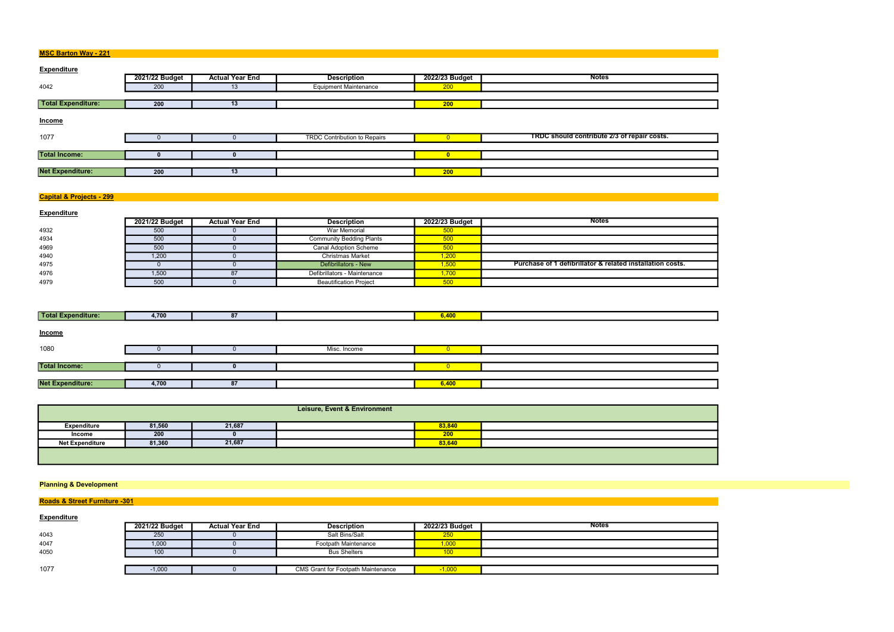## MSC Barton Way - 221

**Expenditure**

| | 2021/22 Budget | Actual Year End | Description | 2022/23 Budget | Notes |
|---|---|---|---|---|---|
| 4042 | 200 | 13 | Equipment Maintenance | 200 | |
| **Total Expenditure:** | **200** | **13** | | **200** | |

**Income**

| | 2021/22 Budget | Actual Year End | Description | 2022/23 Budget | Notes |
|---|---|---|---|---|---|
| 1077 | 0 | 0 | TRDC Contribution to Repairs | 0 | **TRDC should contribute 2/3 of repair costs.** |
| **Total Income:** | **0** | **0** | | **0** | |
| **Net Expenditure:** | **200** | **13** | | **200** | |

## Capital & Projects - 299

**Expenditure**

| | 2021/22 Budget | Actual Year End | Description | 2022/23 Budget | Notes |
|---|---|---|---|---|---|
| 4932 | 500 | 0 | War Memorial | 500 | |
| 4934 | 500 | 0 | Community Bedding Plants | 500 | |
| 4969 | 500 | 0 | Canal Adoption Scheme | 500 | |
| 4940 | 1,200 | 0 | Christmas Market | 1,200 | |
| 4975 | 0 | 0 | Defibrillators - New | 1,500 | **Purchase of 1 defibrillator & related installation costs.** |
| 4976 | 1,500 | 87 | Defibrillators - Maintenance | 1,700 | |
| 4979 | 500 | 0 | Beautification Project | 500 | |
| **Total Expenditure:** | **4,700** | **87** | | **6,400** | |

**Income**

| | 2021/22 Budget | Actual Year End | Description | 2022/23 Budget | Notes |
|---|---|---|---|---|---|
| 1080 | 0 | 0 | Misc. Income | 0 | |
| **Total Income:** | 0 | **0** | | 0 | |
| **Net Expenditure:** | **4,700** | **87** | | **6,400** | |

## Leisure, Event & Environment

| | 2021/22 Budget | Actual Year End | | 2022/23 Budget | |
|---|---|---|---|---|---|
| **Expenditure** | **81,560** | **21,687** | | **83,840** | |
| **Income** | **200** | **0** | | **200** | |
| **Net Expenditure** | **81,360** | **21,687** | | **83,640** | |

## Planning & Development

## Roads & Street Furniture -301

**Expenditure**

| | 2021/22 Budget | Actual Year End | Description | 2022/23 Budget | Notes |
|---|---|---|---|---|---|
| 4043 | 250 | 0 | Salt Bins/Salt | 250 | |
| 4047 | 1,000 | 0 | Footpath Maintenance | 1,000 | |
| 4050 | 100 | 0 | Bus Shelters | 100 | |
| 1077 | -1,000 | 0 | CMS Grant for Footpath Maintenance | -1,000 | |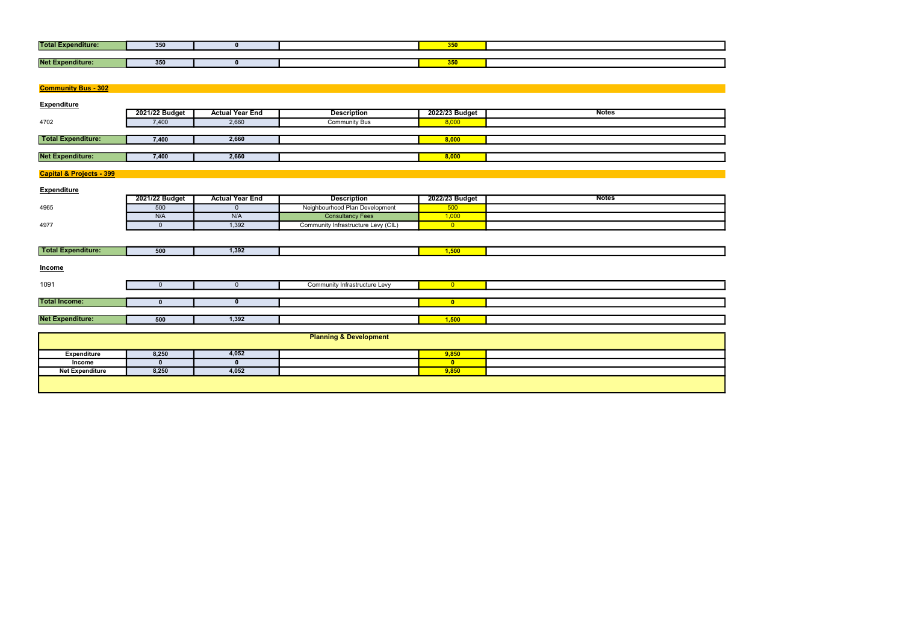| | | | | | |
|---|---|---|---|---|---|
| **Total Expenditure:** | **350** | **0** | | **350** | |
| **Net Expenditure:** | **350** | **0** | | **350** | |

## Community Bus - 302

**Expenditure**

| | 2021/22 Budget | Actual Year End | Description | 2022/23 Budget | Notes |
|---|---|---|---|---|---|
| 4702 | 7,400 | 2,660 | Community Bus | 8,000 | |
| **Total Expenditure:** | **7,400** | **2,660** | | **8,000** | |
| **Net Expenditure:** | **7,400** | **2,660** | | **8,000** | |

## Capital & Projects - 399

**Expenditure**

| | 2021/22 Budget | Actual Year End | Description | 2022/23 Budget | Notes |
|---|---|---|---|---|---|
| 4965 | 500 | 0 | Neighbourhood Plan Development | 500 | |
| | N/A | N/A | Consultancy Fees | 1,000 | |
| 4977 | 0 | 1,392 | Community Infrastructure Levy (CIL) | 0 | |
| **Total Expenditure:** | **500** | **1,392** | | **1,500** | |

**Income**

| | | | | | |
|---|---|---|---|---|---|
| 1091 | 0 | 0 | Community Infrastructure Levy | 0 | |
| **Total Income:** | **0** | **0** | | **0** | |
| **Net Expenditure:** | **500** | **1,392** | | **1,500** | |

## Planning & Development

| | | | | | |
|---|---|---|---|---|---|
| **Expenditure** | **8,250** | **4,052** | | **9,850** | |
| **Income** | **0** | **0** | | **0** | |
| **Net Expenditure** | **8,250** | **4,052** | | **9,850** | |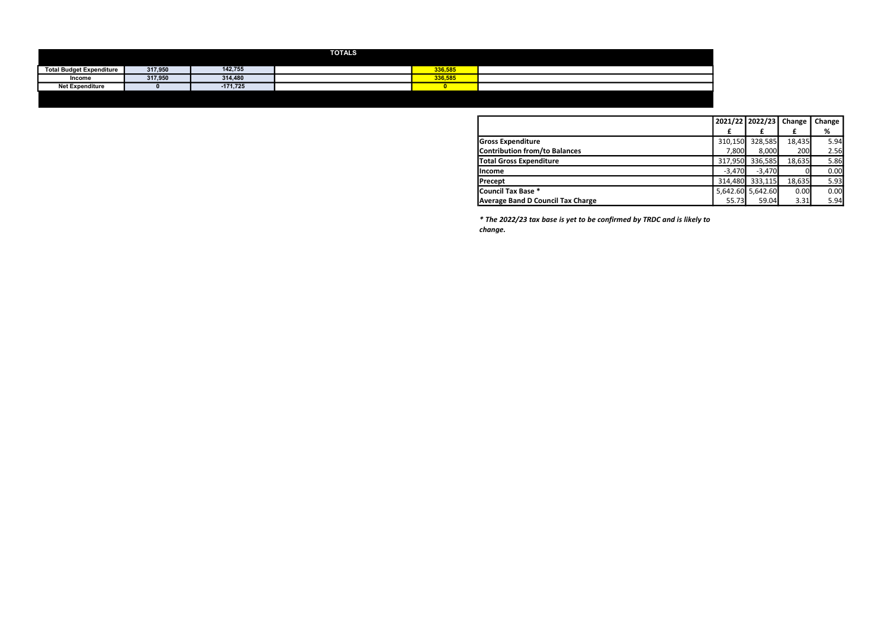## TOTALS

| | | | | | |
|---|---|---|---|---|---|
| Total Budget Expenditure | 317,950 | 142,755 | | 336,585 | |
| Income | 317,950 | 314,480 | | 336,585 | |
| Net Expenditure | 0 | -171,725 | | 0 | |

| | 2021/22 | 2022/23 | Change | Change |
|---|---|---|---|---|
| | £ | £ | £ | % |
| **Gross Expenditure** | 310,150 | 328,585 | 18,435 | 5.94 |
| **Contribution from/to Balances** | 7,800 | 8,000 | 200 | 2.56 |
| **Total Gross Expenditure** | 317,950 | 336,585 | 18,635 | 5.86 |
| **Income** | -3,470 | -3,470 | 0 | 0.00 |
| **Precept** | 314,480 | 333,115 | 18,635 | 5.93 |
| **Council Tax Base \*** | 5,642.60 | 5,642.60 | 0.00 | 0.00 |
| **Average Band D Council Tax Charge** | 55.73 | 59.04 | 3.31 | 5.94 |

***\* The 2022/23 tax base is yet to be confirmed by TRDC and is likely to change.***